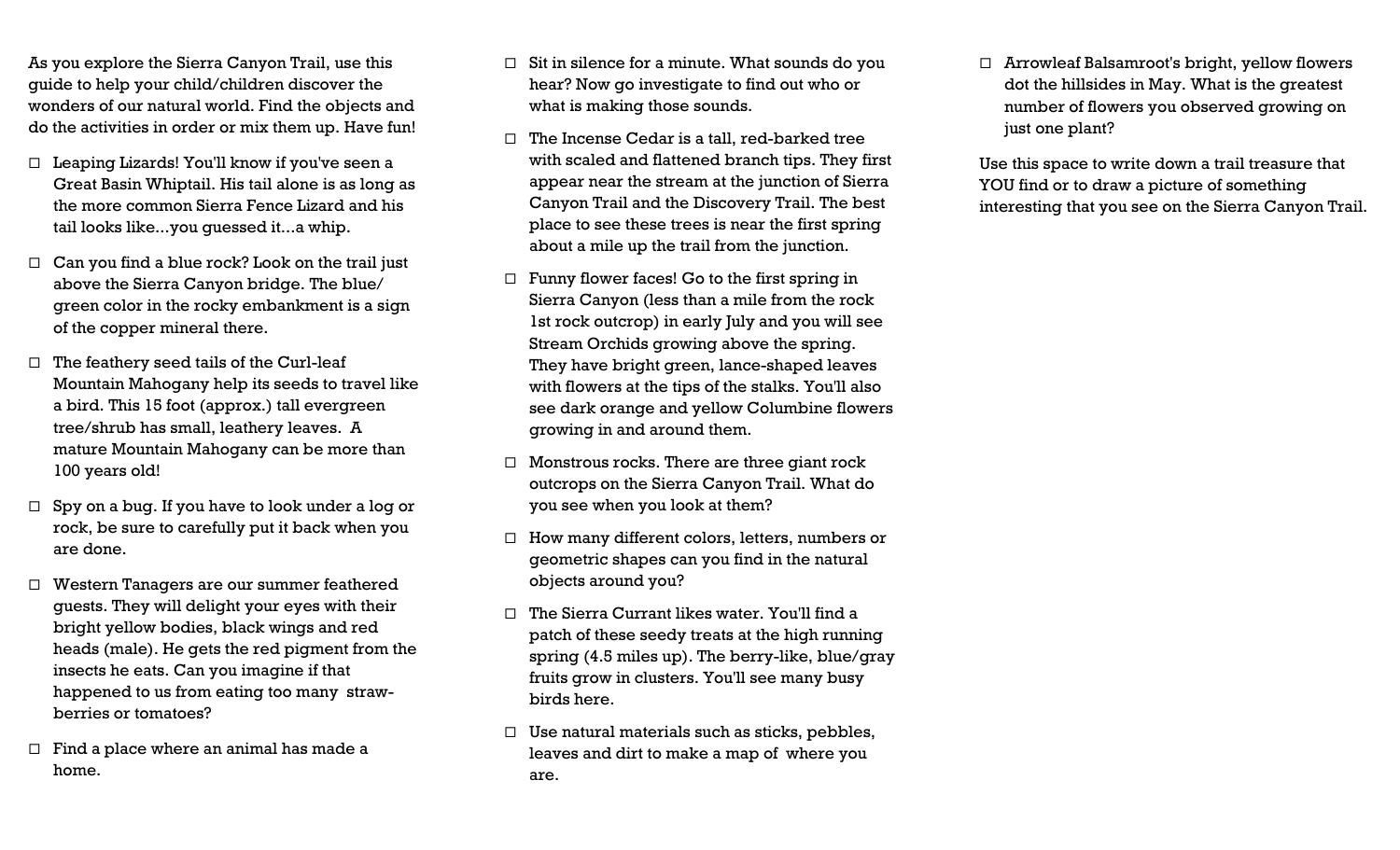As you explore the Sierra Canyon Trail, use this guide to help your child/children discover the wonders of our natural world. Find the objects and do the activities in order or mix them up. Have fun!

- ☐ Leaping Lizards! You'll know if you've seen a Great Basin Whiptail. His tail alone is as long as the more common Sierra Fence Lizard and his tail looks like...you guessed it...a whip.
- ☐ Can you find a blue rock? Look on the trail just above the Sierra Canyon bridge. The blue/green color in the rocky embankment is a sign of the copper mineral there.
- ☐ The feathery seed tails of the Curl-leaf Mountain Mahogany help its seeds to travel like a bird. This 15 foot (approx.) tall evergreen tree/shrub has small, leathery leaves. A mature Mountain Mahogany can be more than 100 years old!
- ☐ Spy on a bug. If you have to look under a log or rock, be sure to carefully put it back when you are done.
- ☐ Western Tanagers are our summer feathered guests. They will delight your eyes with their bright yellow bodies, black wings and red heads (male). He gets the red pigment from the insects he eats. Can you imagine if that happened to us from eating too many straw-berries or tomatoes?
- ☐ Find a place where an animal has made a home.
- ☐ Sit in silence for a minute. What sounds do you hear? Now go investigate to find out who or what is making those sounds.
- ☐ The Incense Cedar is a tall, red-barked tree with scaled and flattened branch tips. They first appear near the stream at the junction of Sierra Canyon Trail and the Discovery Trail. The best place to see these trees is near the first spring about a mile up the trail from the junction.
- ☐ Funny flower faces! Go to the first spring in Sierra Canyon (less than a mile from the rock 1st rock outcrop) in early July and you will see Stream Orchids growing above the spring. They have bright green, lance-shaped leaves with flowers at the tips of the stalks. You'll also see dark orange and yellow Columbine flowers growing in and around them.
- ☐ Monstrous rocks. There are three giant rock outcrops on the Sierra Canyon Trail. What do you see when you look at them?
- ☐ How many different colors, letters, numbers or geometric shapes can you find in the natural objects around you?
- ☐ The Sierra Currant likes water. You'll find a patch of these seedy treats at the high running spring (4.5 miles up). The berry-like, blue/gray fruits grow in clusters. You'll see many busy birds here.
- ☐ Use natural materials such as sticks, pebbles, leaves and dirt to make a map of where you are.
- ☐ Arrowleaf Balsamroot's bright, yellow flowers dot the hillsides in May. What is the greatest number of flowers you observed growing on just one plant?

Use this space to write down a trail treasure that YOU find or to draw a picture of something interesting that you see on the Sierra Canyon Trail.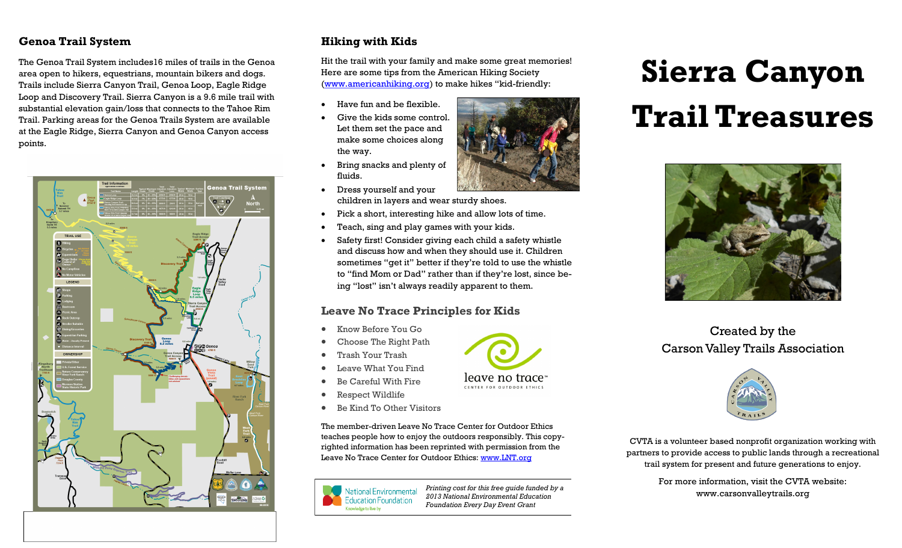## Genoa Trail System

The Genoa Trail System includes16 miles of trails in the Genoa area open to hikers, equestrians, mountain bikers and dogs. Trails include Sierra Canyon Trail, Genoa Loop, Eagle Ridge Loop and Discovery Trail. Sierra Canyon is a 9.6 mile trail with substantial elevation gain/loss that connects to the Tahoe Rim Trail. Parking areas for the Genoa Trails System are available at the Eagle Ridge, Sierra Canyon and Genoa Canyon access points.

## Hiking with Kids

Hit the trail with your family and make some great memories! Here are some tips from the American Hiking Society (www.americanhiking.org) to make hikes "kid-friendly:

- Have fun and be flexible.
- Give the kids some control. Let them set the pace and make some choices along the way.
- Bring snacks and plenty of fluids.
- Dress yourself and your children in layers and wear sturdy shoes.
- Pick a short, interesting hike and allow lots of time.
- Teach, sing and play games with your kids.
- Safety first! Consider giving each child a safety whistle and discuss how and when they should use it. Children sometimes "get it" better if they're told to use the whistle to "find Mom or Dad" rather than if they're lost, since being "lost" isn't always readily apparent to them.

## Leave No Trace Principles for Kids

- Know Before You Go
- Choose The Right Path
- Trash Your Trash
- Leave What You Find
- Be Careful With Fire
- Respect Wildlife
- Be Kind To Other Visitors

leave no trace™
CENTER FOR OUTDOOR ETHICS

The member-driven Leave No Trace Center for Outdoor Ethics teaches people how to enjoy the outdoors responsibly. This copyrighted information has been reprinted with permission from the Leave No Trace Center for Outdoor Ethics: www.LNT.org

National Environmental Education Foundation
Knowledge to live by

*Printing cost for this free guide funded by a 2013 National Environmental Education Foundation Every Day Event Grant*

# Sierra Canyon Trail Treasures

Created by the
Carson Valley Trails Association

CVTA is a volunteer based nonprofit organization working with partners to provide access to public lands through a recreational trail system for present and future generations to enjoy.

For more information, visit the CVTA website:
www.carsonvalleytrails.org